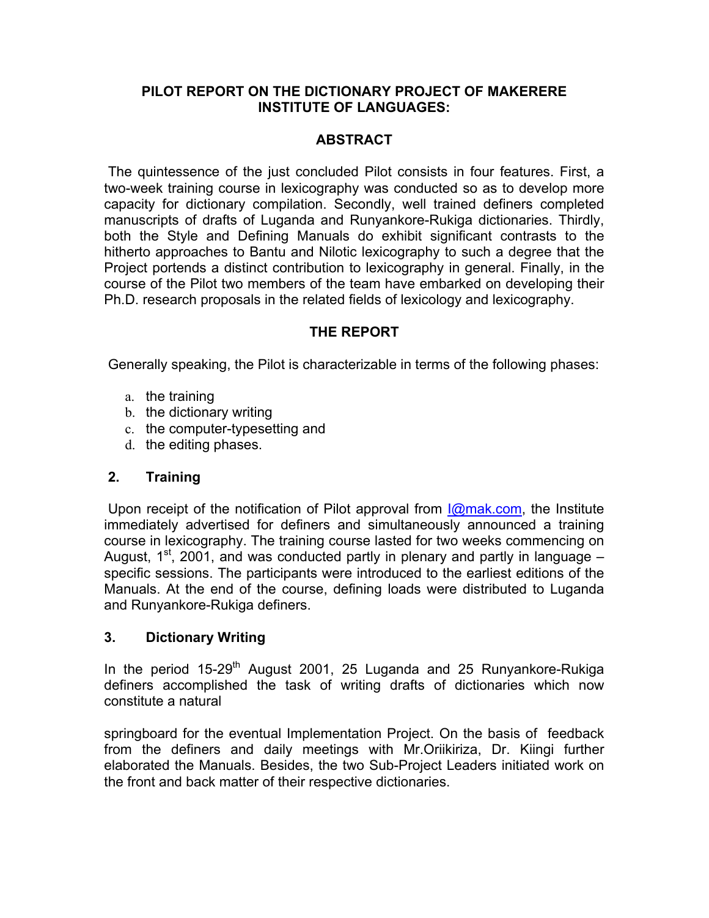# PILOT REPORT ON THE DICTIONARY PROJECT OF MAKERERE INSTITUTE OF LANGUAGES:

## ABSTRACT

The quintessence of the just concluded Pilot consists in four features. First, a two-week training course in lexicography was conducted so as to develop more capacity for dictionary compilation. Secondly, well trained definers completed manuscripts of drafts of Luganda and Runyankore-Rukiga dictionaries. Thirdly, both the Style and Defining Manuals do exhibit significant contrasts to the hitherto approaches to Bantu and Nilotic lexicography to such a degree that the Project portends a distinct contribution to lexicography in general. Finally, in the course of the Pilot two members of the team have embarked on developing their Ph.D. research proposals in the related fields of lexicology and lexicography.

## THE REPORT

Generally speaking, the Pilot is characterizable in terms of the following phases:

a. the training
b. the dictionary writing
c. the computer-typesetting and
d. the editing phases.

## 2. Training

Upon receipt of the notification of Pilot approval from I@mak.com, the Institute immediately advertised for definers and simultaneously announced a training course in lexicography. The training course lasted for two weeks commencing on August, 1st, 2001, and was conducted partly in plenary and partly in language – specific sessions. The participants were introduced to the earliest editions of the Manuals. At the end of the course, defining loads were distributed to Luganda and Runyankore-Rukiga definers.

## 3. Dictionary Writing

In the period 15-29th August 2001, 25 Luganda and 25 Runyankore-Rukiga definers accomplished the task of writing drafts of dictionaries which now constitute a natural

springboard for the eventual Implementation Project. On the basis of feedback from the definers and daily meetings with Mr.Oriikiriza, Dr. Kiingi further elaborated the Manuals. Besides, the two Sub-Project Leaders initiated work on the front and back matter of their respective dictionaries.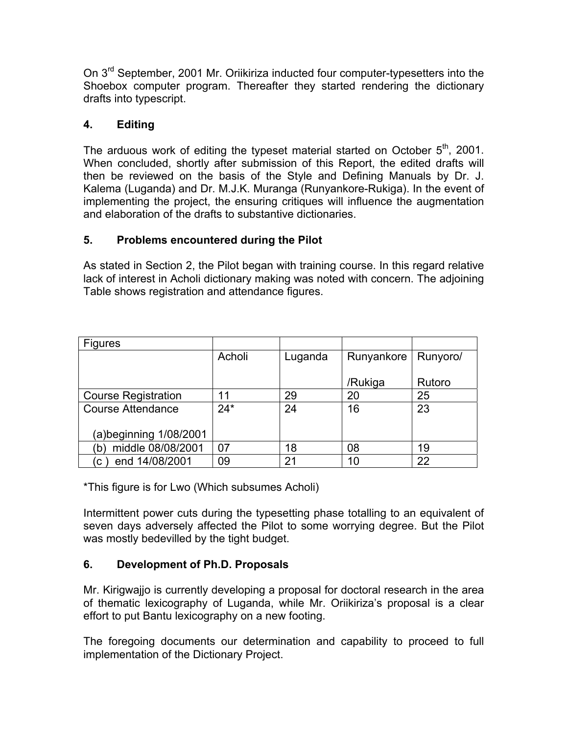On 3rd September, 2001 Mr. Oriikiriza inducted four computer-typesetters into the Shoebox computer program. Thereafter they started rendering the dictionary drafts into typescript.

## 4. Editing

The arduous work of editing the typeset material started on October 5th, 2001. When concluded, shortly after submission of this Report, the edited drafts will then be reviewed on the basis of the Style and Defining Manuals by Dr. J. Kalema (Luganda) and Dr. M.J.K. Muranga (Runyankore-Rukiga). In the event of implementing the project, the ensuring critiques will influence the augmentation and elaboration of the drafts to substantive dictionaries.

## 5. Problems encountered during the Pilot

As stated in Section 2, the Pilot began with training course. In this regard relative lack of interest in Acholi dictionary making was noted with concern. The adjoining Table shows registration and attendance figures.

| Figures | | | | |
|---|---|---|---|---|
| | Acholi | Luganda | Runyankore /Rukiga | Runyoro/ Rutoro |
| Course Registration | 11 | 29 | 20 | 25 |
| Course Attendance (a)beginning 1/08/2001 | 24* | 24 | 16 | 23 |
| (b) middle 08/08/2001 | 07 | 18 | 08 | 19 |
| (c ) end 14/08/2001 | 09 | 21 | 10 | 22 |

*This figure is for Lwo (Which subsumes Acholi)

Intermittent power cuts during the typesetting phase totalling to an equivalent of seven days adversely affected the Pilot to some worrying degree. But the Pilot was mostly bedevilled by the tight budget.

## 6. Development of Ph.D. Proposals

Mr. Kirigwajjo is currently developing a proposal for doctoral research in the area of thematic lexicography of Luganda, while Mr. Oriikiriza's proposal is a clear effort to put Bantu lexicography on a new footing.

The foregoing documents our determination and capability to proceed to full implementation of the Dictionary Project.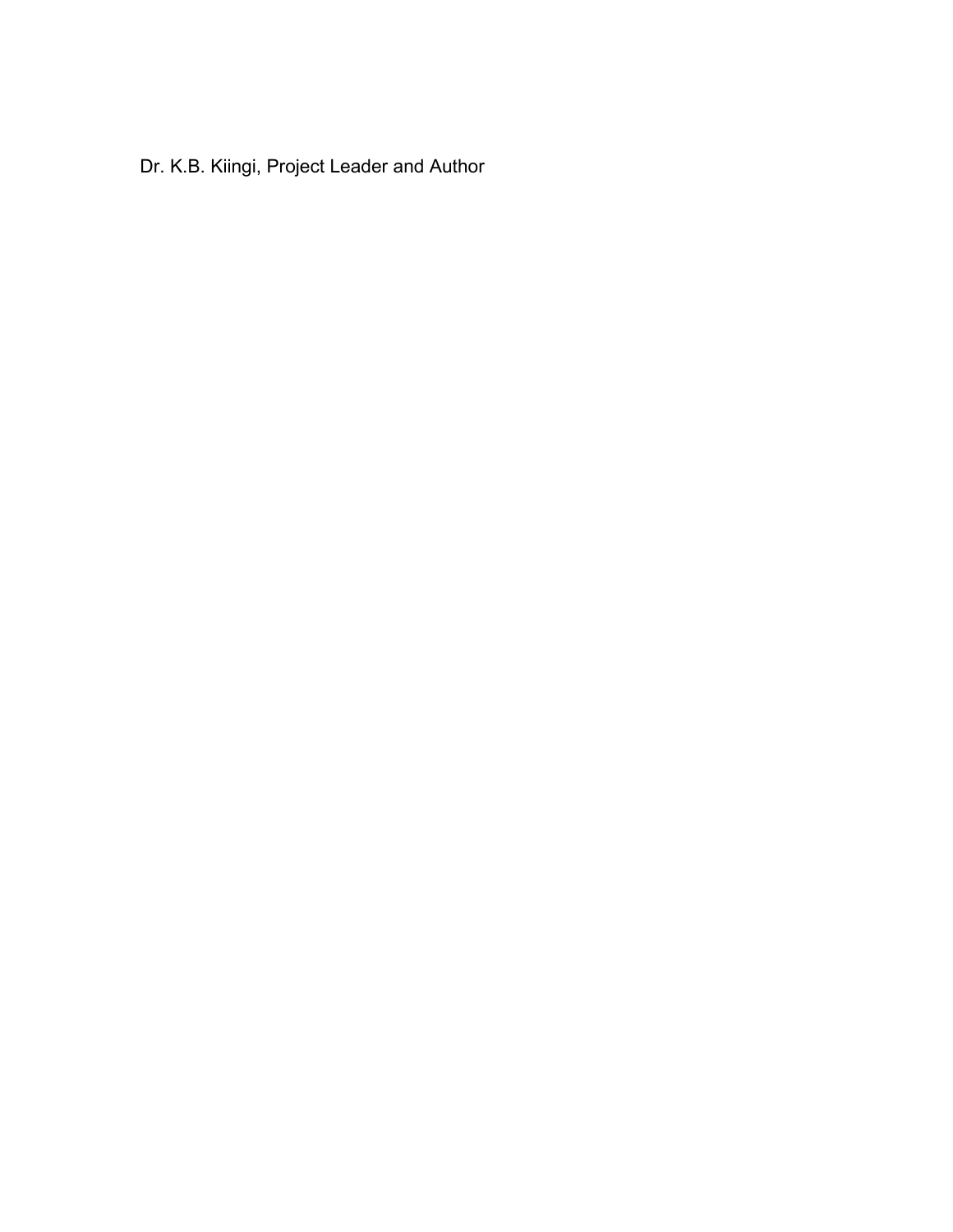Dr. K.B. Kiingi, Project Leader and Author